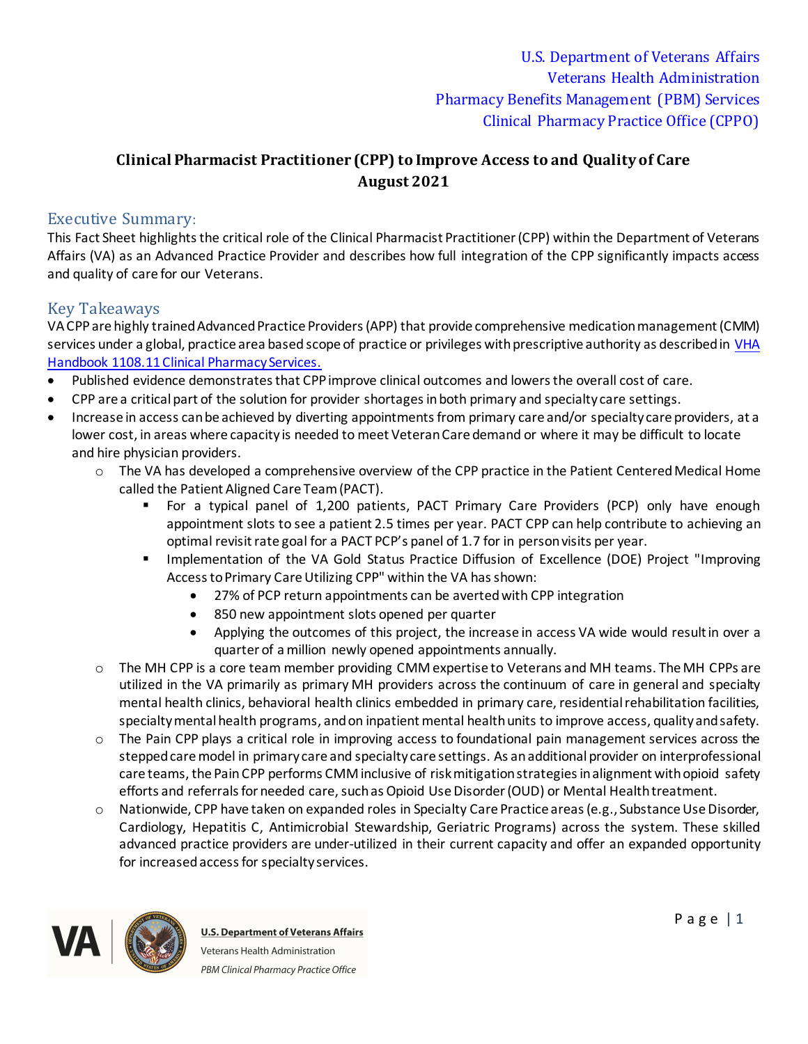U.S. Department of Veterans Affairs
Veterans Health Administration
Pharmacy Benefits Management (PBM) Services
Clinical Pharmacy Practice Office (CPPO)

# Clinical Pharmacist Practitioner (CPP) to Improve Access to and Quality of Care
**August 2021**

## Executive Summary:

This Fact Sheet highlights the critical role of the Clinical Pharmacist Practitioner (CPP) within the Department of Veterans Affairs (VA) as an Advanced Practice Provider and describes how full integration of the CPP significantly impacts access and quality of care for our Veterans.

## Key Takeaways

VA CPP are highly trained Advanced Practice Providers (APP) that provide comprehensive medication management (CMM) services under a global, practice area based scope of practice or privileges with prescriptive authority as described in [VHA Handbook 1108.11 Clinical Pharmacy Services.]

- Published evidence demonstrates that CPP improve clinical outcomes and lowers the overall cost of care.
- CPP are a critical part of the solution for provider shortages in both primary and specialty care settings.
- Increase in access can be achieved by diverting appointments from primary care and/or specialty care providers, at a lower cost, in areas where capacity is needed to meet Veteran Care demand or where it may be difficult to locate and hire physician providers.
  - The VA has developed a comprehensive overview of the CPP practice in the Patient Centered Medical Home called the Patient Aligned Care Team (PACT).
    - For a typical panel of 1,200 patients, PACT Primary Care Providers (PCP) only have enough appointment slots to see a patient 2.5 times per year. PACT CPP can help contribute to achieving an optimal revisit rate goal for a PACT PCP's panel of 1.7 for in person visits per year.
    - Implementation of the VA Gold Status Practice Diffusion of Excellence (DOE) Project "Improving Access to Primary Care Utilizing CPP" within the VA has shown:
      - 27% of PCP return appointments can be averted with CPP integration
      - 850 new appointment slots opened per quarter
      - Applying the outcomes of this project, the increase in access VA wide would result in over a quarter of a million newly opened appointments annually.
  - The MH CPP is a core team member providing CMM expertise to Veterans and MH teams. The MH CPPs are utilized in the VA primarily as primary MH providers across the continuum of care in general and specialty mental health clinics, behavioral health clinics embedded in primary care, residential rehabilitation facilities, specialty mental health programs, and on inpatient mental health units to improve access, quality and safety.
  - The Pain CPP plays a critical role in improving access to foundational pain management services across the stepped care model in primary care and specialty care settings. As an additional provider on interprofessional care teams, the Pain CPP performs CMM inclusive of risk mitigation strategies in alignment with opioid safety efforts and referrals for needed care, such as Opioid Use Disorder (OUD) or Mental Health treatment.
  - Nationwide, CPP have taken on expanded roles in Specialty Care Practice areas (e.g., Substance Use Disorder, Cardiology, Hepatitis C, Antimicrobial Stewardship, Geriatric Programs) across the system. These skilled advanced practice providers are under-utilized in their current capacity and offer an expanded opportunity for increased access for specialty services.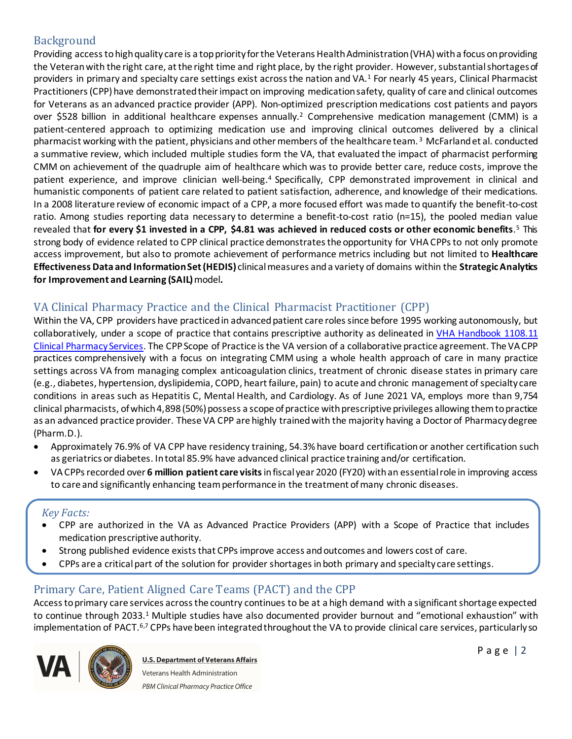## Background

Providing access to high quality care is a top priority for the Veterans Health Administration (VHA) with a focus on providing the Veteran with the right care, at the right time and right place, by the right provider. However, substantial shortages of providers in primary and specialty care settings exist across the nation and VA.[1] For nearly 45 years, Clinical Pharmacist Practitioners (CPP) have demonstrated their impact on improving medication safety, quality of care and clinical outcomes for Veterans as an advanced practice provider (APP). Non-optimized prescription medications cost patients and payors over $528 billion in additional healthcare expenses annually.[2] Comprehensive medication management (CMM) is a patient-centered approach to optimizing medication use and improving clinical outcomes delivered by a clinical pharmacist working with the patient, physicians and other members of the healthcare team.[3] McFarland et al. conducted a summative review, which included multiple studies form the VA, that evaluated the impact of pharmacist performing CMM on achievement of the quadruple aim of healthcare which was to provide better care, reduce costs, improve the patient experience, and improve clinician well-being.[4] Specifically, CPP demonstrated improvement in clinical and humanistic components of patient care related to patient satisfaction, adherence, and knowledge of their medications. In a 2008 literature review of economic impact of a CPP, a more focused effort was made to quantify the benefit-to-cost ratio. Among studies reporting data necessary to determine a benefit-to-cost ratio (n=15), the pooled median value revealed that **for every $1 invested in a CPP, $4.81 was achieved in reduced costs or other economic benefits**.[5] This strong body of evidence related to CPP clinical practice demonstrates the opportunity for VHA CPPs to not only promote access improvement, but also to promote achievement of performance metrics including but not limited to **Healthcare Effectiveness Data and Information Set (HEDIS)** clinical measures and a variety of domains within the **Strategic Analytics for Improvement and Learning (SAIL)** model**.**

## VA Clinical Pharmacy Practice and the Clinical Pharmacist Practitioner (CPP)

Within the VA, CPP providers have practiced in advanced patient care roles since before 1995 working autonomously, but collaboratively, under a scope of practice that contains prescriptive authority as delineated in [VHA Handbook 1108.11 Clinical Pharmacy Services](). The CPP Scope of Practice is the VA version of a collaborative practice agreement. The VA CPP practices comprehensively with a focus on integrating CMM using a whole health approach of care in many practice settings across VA from managing complex anticoagulation clinics, treatment of chronic disease states in primary care (e.g., diabetes, hypertension, dyslipidemia, COPD, heart failure, pain) to acute and chronic management of specialty care conditions in areas such as Hepatitis C, Mental Health, and Cardiology. As of June 2021 VA, employs more than 9,754 clinical pharmacists, of which 4,898 (50%) possess a scope of practice with prescriptive privileges allowing them to practice as an advanced practice provider. These VA CPP are highly trained with the majority having a Doctor of Pharmacy degree (Pharm.D.).

- Approximately 76.9% of VA CPP have residency training, 54.3% have board certification or another certification such as geriatrics or diabetes. In total 85.9% have advanced clinical practice training and/or certification.
- VA CPPs recorded over **6 million patient care visits** in fiscal year 2020 (FY20) with an essential role in improving access to care and significantly enhancing team performance in the treatment of many chronic diseases.

*Key Facts:*

- CPP are authorized in the VA as Advanced Practice Providers (APP) with a Scope of Practice that includes medication prescriptive authority.
- Strong published evidence exists that CPPs improve access and outcomes and lowers cost of care.
- CPPs are a critical part of the solution for provider shortages in both primary and specialty care settings.

## Primary Care, Patient Aligned Care Teams (PACT) and the CPP

Access to primary care services across the country continues to be at a high demand with a significant shortage expected to continue through 2033.[1] Multiple studies have also documented provider burnout and "emotional exhaustion" with implementation of PACT.[6,7] CPPs have been integrated throughout the VA to provide clinical care services, particularly so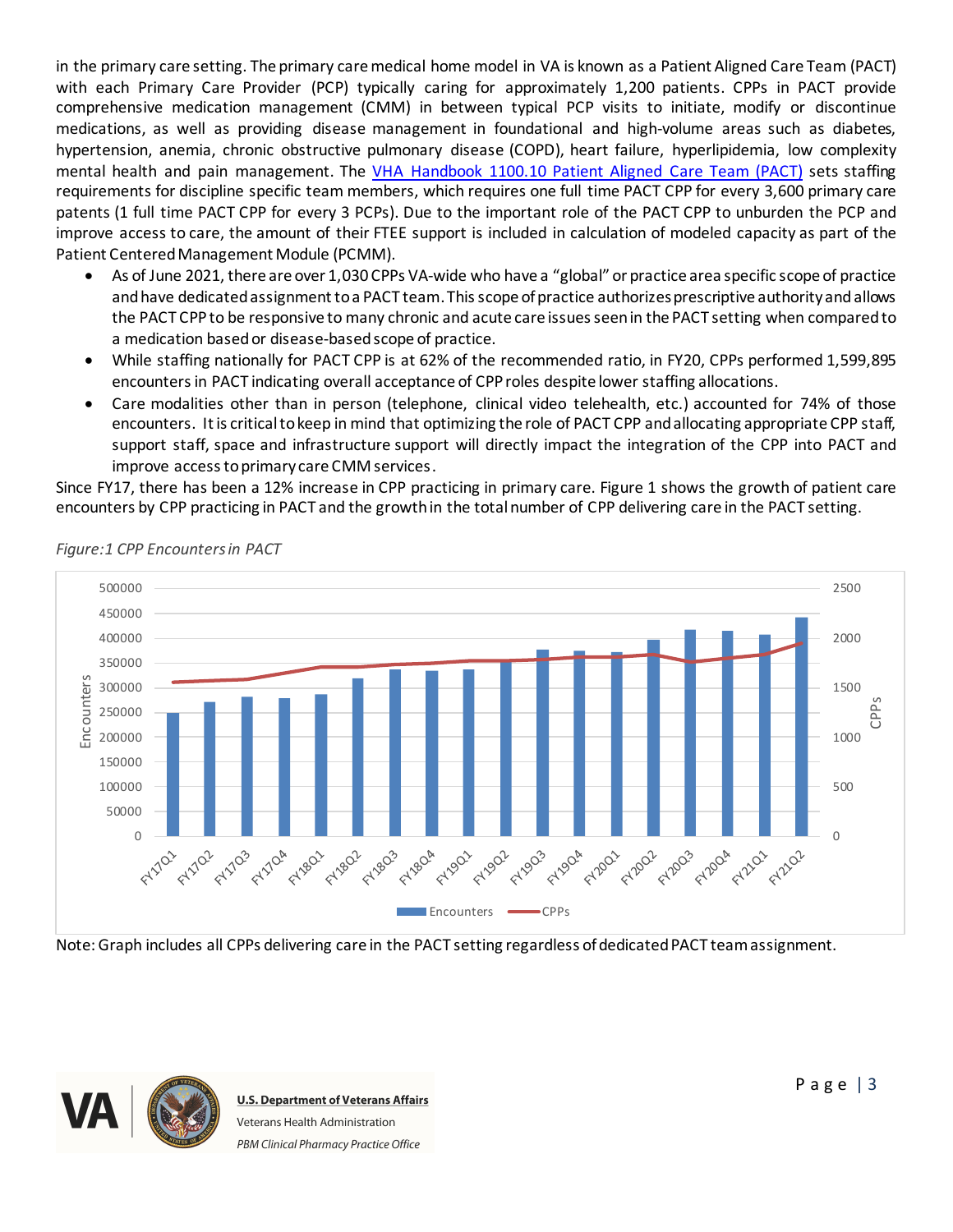in the primary care setting. The primary care medical home model in VA is known as a Patient Aligned Care Team (PACT) with each Primary Care Provider (PCP) typically caring for approximately 1,200 patients. CPPs in PACT provide comprehensive medication management (CMM) in between typical PCP visits to initiate, modify or discontinue medications, as well as providing disease management in foundational and high-volume areas such as diabetes, hypertension, anemia, chronic obstructive pulmonary disease (COPD), heart failure, hyperlipidemia, low complexity mental health and pain management. The [VHA Handbook 1100.10 Patient Aligned Care Team (PACT)] sets staffing requirements for discipline specific team members, which requires one full time PACT CPP for every 3,600 primary care patents (1 full time PACT CPP for every 3 PCPs). Due to the important role of the PACT CPP to unburden the PCP and improve access to care, the amount of their FTEE support is included in calculation of modeled capacity as part of the Patient Centered Management Module (PCMM).

- As of June 2021, there are over 1,030 CPPs VA-wide who have a "global" or practice area specific scope of practice and have dedicated assignment to a PACT team. This scope of practice authorizes prescriptive authority and allows the PACT CPP to be responsive to many chronic and acute care issues seen in the PACT setting when compared to a medication based or disease-based scope of practice.
- While staffing nationally for PACT CPP is at 62% of the recommended ratio, in FY20, CPPs performed 1,599,895 encounters in PACT indicating overall acceptance of CPP roles despite lower staffing allocations.
- Care modalities other than in person (telephone, clinical video telehealth, etc.) accounted for 74% of those encounters. It is critical to keep in mind that optimizing the role of PACT CPP and allocating appropriate CPP staff, support staff, space and infrastructure support will directly impact the integration of the CPP into PACT and improve access to primary care CMM services.

Since FY17, there has been a 12% increase in CPP practicing in primary care. Figure 1 shows the growth of patient care encounters by CPP practicing in PACT and the growth in the total number of CPP delivering care in the PACT setting.

*Figure:1 CPP Encounters in PACT*

Note: Graph includes all CPPs delivering care in the PACT setting regardless of dedicated PACT team assignment.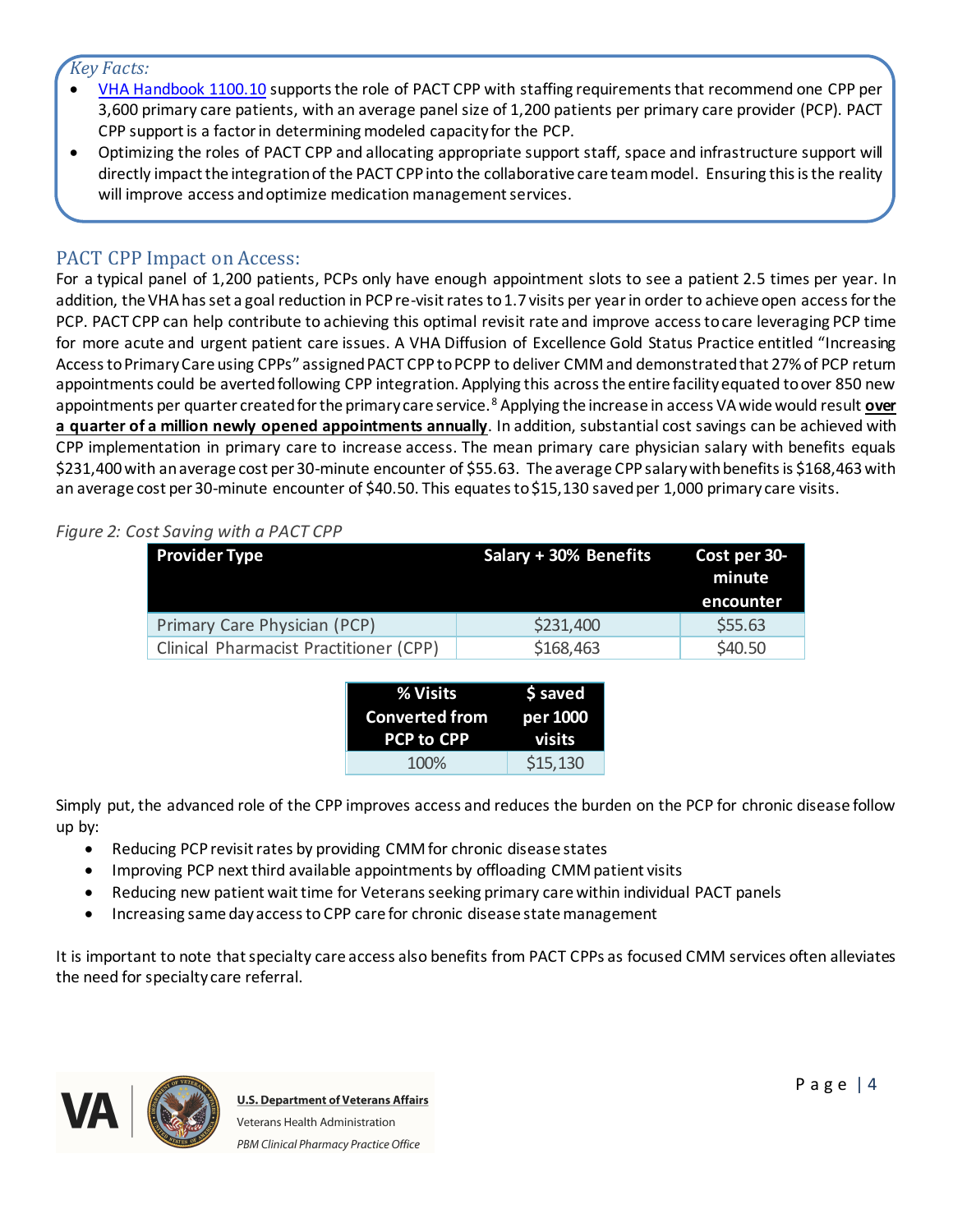*Key Facts:*

- VHA Handbook 1100.10 supports the role of PACT CPP with staffing requirements that recommend one CPP per 3,600 primary care patients, with an average panel size of 1,200 patients per primary care provider (PCP). PACT CPP support is a factor in determining modeled capacity for the PCP.
- Optimizing the roles of PACT CPP and allocating appropriate support staff, space and infrastructure support will directly impact the integration of the PACT CPP into the collaborative care team model. Ensuring this is the reality will improve access and optimize medication management services.

## PACT CPP Impact on Access:

For a typical panel of 1,200 patients, PCPs only have enough appointment slots to see a patient 2.5 times per year. In addition, the VHA has set a goal reduction in PCP re-visit rates to 1.7 visits per year in order to achieve open access for the PCP. PACT CPP can help contribute to achieving this optimal revisit rate and improve access to care leveraging PCP time for more acute and urgent patient care issues. A VHA Diffusion of Excellence Gold Status Practice entitled "Increasing Access to Primary Care using CPPs" assigned PACT CPP to PCPP to deliver CMM and demonstrated that 27% of PCP return appointments could be averted following CPP integration. Applying this across the entire facility equated to over 850 new appointments per quarter created for the primary care service.[8] Applying the increase in access VA wide would result **over a quarter of a million newly opened appointments annually**. In addition, substantial cost savings can be achieved with CPP implementation in primary care to increase access. The mean primary care physician salary with benefits equals $231,400 with an average cost per 30-minute encounter of $55.63. The average CPP salary with benefits is $168,463 with an average cost per 30-minute encounter of $40.50. This equates to $15,130 saved per 1,000 primary care visits.

*Figure 2: Cost Saving with a PACT CPP*

| Provider Type | Salary + 30% Benefits | Cost per 30-minute encounter |
|---|---|---|
| Primary Care Physician (PCP) | $231,400 | $55.63 |
| Clinical Pharmacist Practitioner (CPP) | $168,463 | $40.50 |

| % Visits Converted from PCP to CPP | $ saved per 1000 visits |
|---|---|
| 100% | $15,130 |

Simply put, the advanced role of the CPP improves access and reduces the burden on the PCP for chronic disease follow up by:

- Reducing PCP revisit rates by providing CMM for chronic disease states
- Improving PCP next third available appointments by offloading CMM patient visits
- Reducing new patient wait time for Veterans seeking primary care within individual PACT panels
- Increasing same day access to CPP care for chronic disease state management

It is important to note that specialty care access also benefits from PACT CPPs as focused CMM services often alleviates the need for specialty care referral.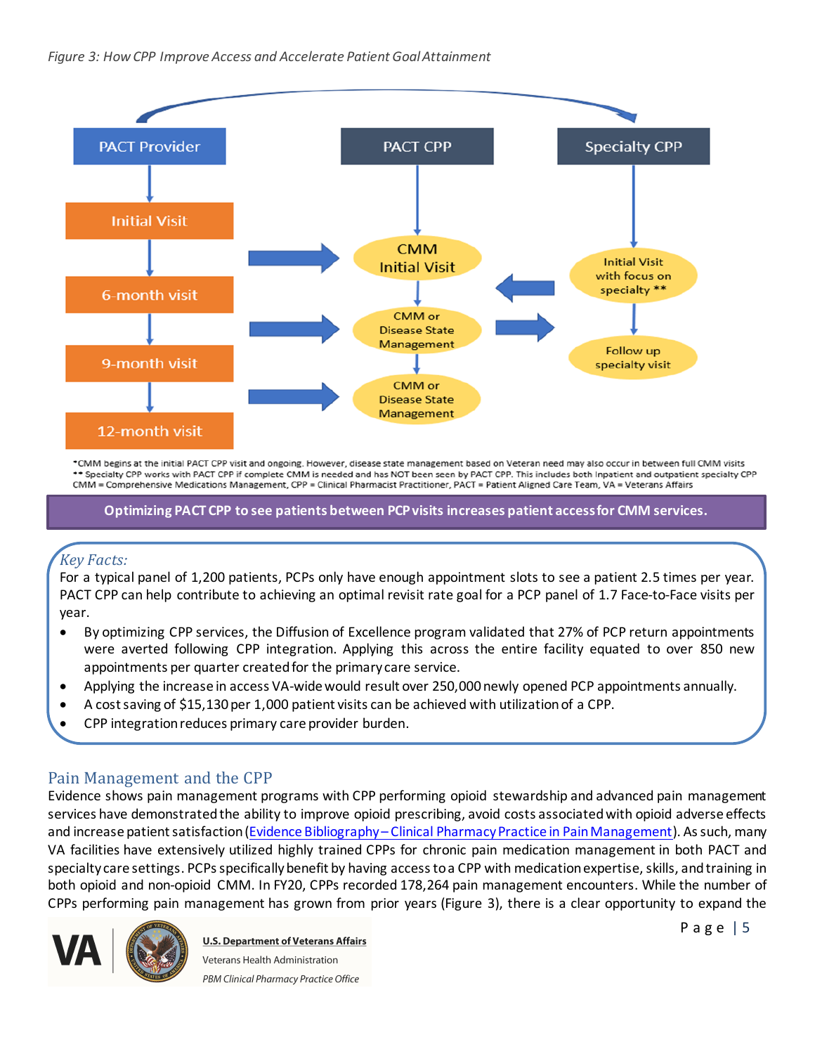*Figure 3: How CPP Improve Access and Accelerate Patient Goal Attainment*

PACT Provider → Initial Visit → 6-month visit → 9-month visit → 12-month visit

PACT CPP → CMM Initial Visit → CMM or Disease State Management → CMM or Disease State Management

Specialty CPP → Initial Visit with focus on specialty ** → Follow up specialty visit

*CMM begins at the initial PACT CPP visit and ongoing. However, disease state management based on Veteran need may also occur in between full CMM visits
** Specialty CPP works with PACT CPP if complete CMM is needed and has NOT been seen by PACT CPP. This includes both Inpatient and outpatient specialty CPP
CMM = Comprehensive Medications Management, CPP = Clinical Pharmacist Practitioner, PACT = Patient Aligned Care Team, VA = Veterans Affairs

**Optimizing PACT CPP to see patients between PCP visits increases patient access for CMM services.**

*Key Facts:*

For a typical panel of 1,200 patients, PCPs only have enough appointment slots to see a patient 2.5 times per year. PACT CPP can help contribute to achieving an optimal revisit rate goal for a PCP panel of 1.7 Face-to-Face visits per year.

- By optimizing CPP services, the Diffusion of Excellence program validated that 27% of PCP return appointments were averted following CPP integration. Applying this across the entire facility equated to over 850 new appointments per quarter created for the primary care service.
- Applying the increase in access VA-wide would result over 250,000 newly opened PCP appointments annually.
- A cost saving of $15,130 per 1,000 patient visits can be achieved with utilization of a CPP.
- CPP integration reduces primary care provider burden.

## Pain Management and the CPP

Evidence shows pain management programs with CPP performing opioid stewardship and advanced pain management services have demonstrated the ability to improve opioid prescribing, avoid costs associated with opioid adverse effects and increase patient satisfaction (Evidence Bibliography – Clinical Pharmacy Practice in Pain Management). As such, many VA facilities have extensively utilized highly trained CPPs for chronic pain medication management in both PACT and specialty care settings. PCPs specifically benefit by having access to a CPP with medication expertise, skills, and training in both opioid and non-opioid CMM. In FY20, CPPs recorded 178,264 pain management encounters. While the number of CPPs performing pain management has grown from prior years (Figure 3), there is a clear opportunity to expand the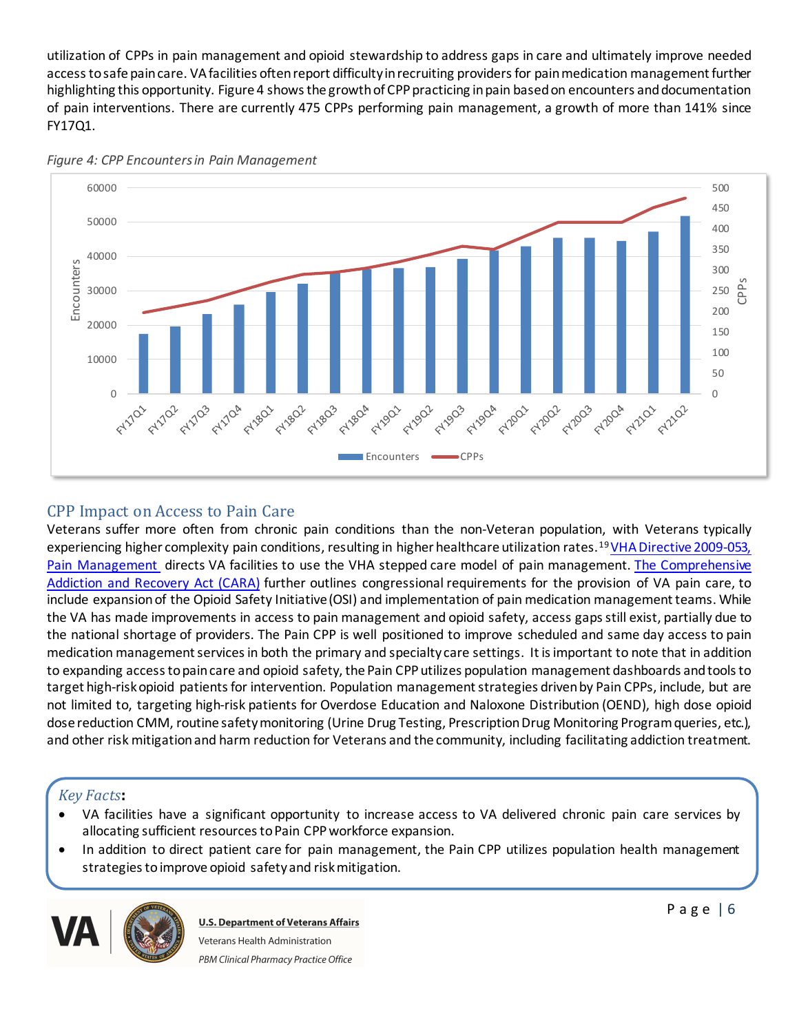utilization of CPPs in pain management and opioid stewardship to address gaps in care and ultimately improve needed access to safe pain care. VA facilities often report difficulty in recruiting providers for pain medication management further highlighting this opportunity. Figure 4 shows the growth of CPP practicing in pain based on encounters and documentation of pain interventions. There are currently 475 CPPs performing pain management, a growth of more than 141% since FY17Q1.

*Figure 4: CPP Encounters in Pain Management*

## CPP Impact on Access to Pain Care

Veterans suffer more often from chronic pain conditions than the non-Veteran population, with Veterans typically experiencing higher complexity pain conditions, resulting in higher healthcare utilization rates.[19] VHA Directive 2009-053, Pain Management directs VA facilities to use the VHA stepped care model of pain management. The Comprehensive Addiction and Recovery Act (CARA) further outlines congressional requirements for the provision of VA pain care, to include expansion of the Opioid Safety Initiative (OSI) and implementation of pain medication management teams. While the VA has made improvements in access to pain management and opioid safety, access gaps still exist, partially due to the national shortage of providers. The Pain CPP is well positioned to improve scheduled and same day access to pain medication management services in both the primary and specialty care settings. It is important to note that in addition to expanding access to pain care and opioid safety, the Pain CPP utilizes population management dashboards and tools to target high-risk opioid patients for intervention. Population management strategies driven by Pain CPPs, include, but are not limited to, targeting high-risk patients for Overdose Education and Naloxone Distribution (OEND), high dose opioid dose reduction CMM, routine safety monitoring (Urine Drug Testing, Prescription Drug Monitoring Program queries, etc.), and other risk mitigation and harm reduction for Veterans and the community, including facilitating addiction treatment.

*Key Facts*:

- VA facilities have a significant opportunity to increase access to VA delivered chronic pain care services by allocating sufficient resources to Pain CPP workforce expansion.
- In addition to direct patient care for pain management, the Pain CPP utilizes population health management strategies to improve opioid safety and risk mitigation.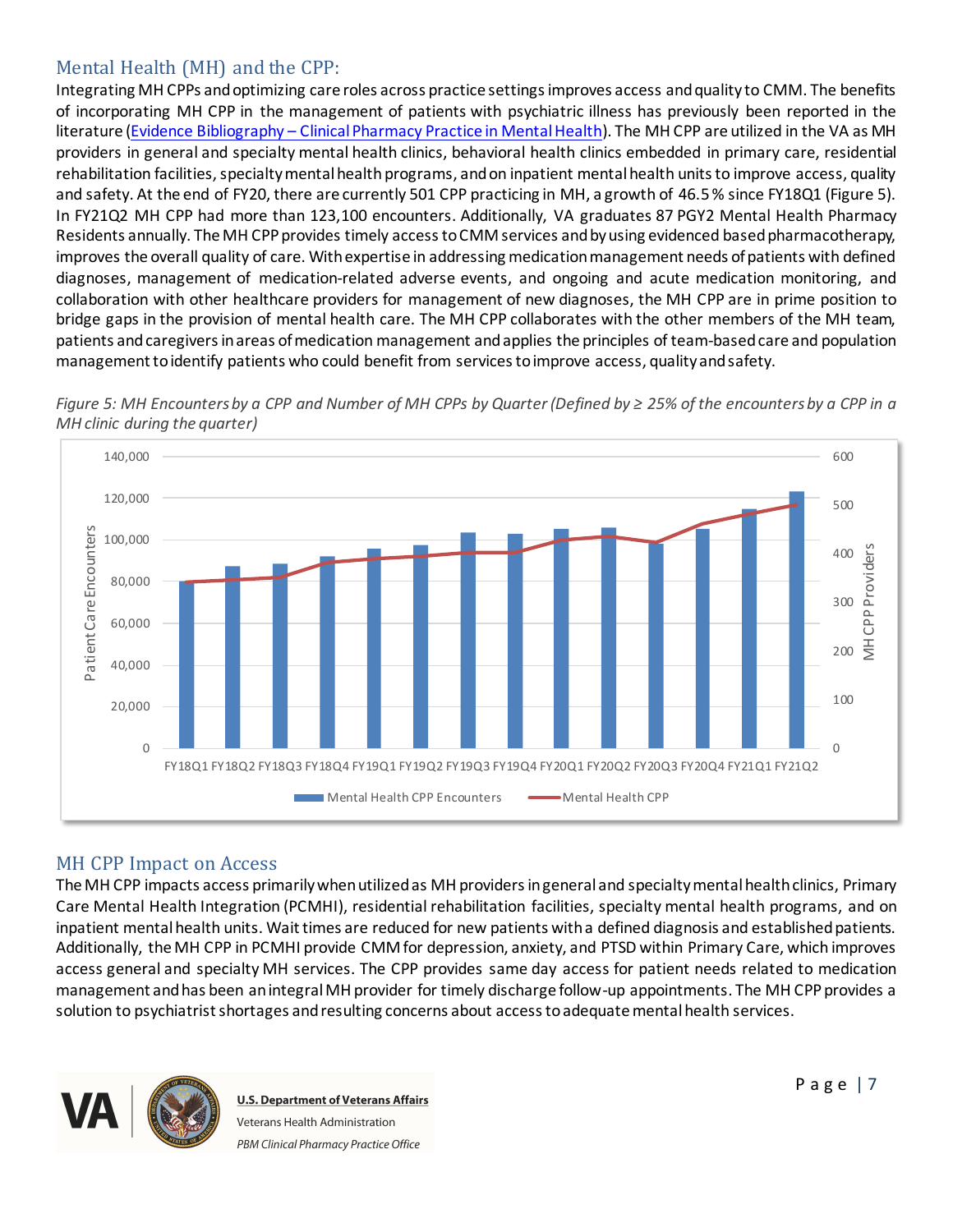## Mental Health (MH) and the CPP:

Integrating MH CPPs and optimizing care roles across practice settings improves access and quality to CMM. The benefits of incorporating MH CPP in the management of patients with psychiatric illness has previously been reported in the literature (Evidence Bibliography – Clinical Pharmacy Practice in Mental Health). The MH CPP are utilized in the VA as MH providers in general and specialty mental health clinics, behavioral health clinics embedded in primary care, residential rehabilitation facilities, specialty mental health programs, and on inpatient mental health units to improve access, quality and safety. At the end of FY20, there are currently 501 CPP practicing in MH, a growth of 46.5% since FY18Q1 (Figure 5). In FY21Q2 MH CPP had more than 123,100 encounters. Additionally, VA graduates 87 PGY2 Mental Health Pharmacy Residents annually. The MH CPP provides timely access to CMM services and by using evidenced based pharmacotherapy, improves the overall quality of care. With expertise in addressing medication management needs of patients with defined diagnoses, management of medication-related adverse events, and ongoing and acute medication monitoring, and collaboration with other healthcare providers for management of new diagnoses, the MH CPP are in prime position to bridge gaps in the provision of mental health care. The MH CPP collaborates with the other members of the MH team, patients and caregivers in areas of medication management and applies the principles of team-based care and population management to identify patients who could benefit from services to improve access, quality and safety.

*Figure 5: MH Encounters by a CPP and Number of MH CPPs by Quarter (Defined by ≥ 25% of the encounters by a CPP in a MH clinic during the quarter)*

## MH CPP Impact on Access

The MH CPP impacts access primarily when utilized as MH providers in general and specialty mental health clinics, Primary Care Mental Health Integration (PCMHI), residential rehabilitation facilities, specialty mental health programs, and on inpatient mental health units. Wait times are reduced for new patients with a defined diagnosis and established patients. Additionally, the MH CPP in PCMHI provide CMM for depression, anxiety, and PTSD within Primary Care, which improves access general and specialty MH services. The CPP provides same day access for patient needs related to medication management and has been an integral MH provider for timely discharge follow-up appointments. The MH CPP provides a solution to psychiatrist shortages and resulting concerns about access to adequate mental health services.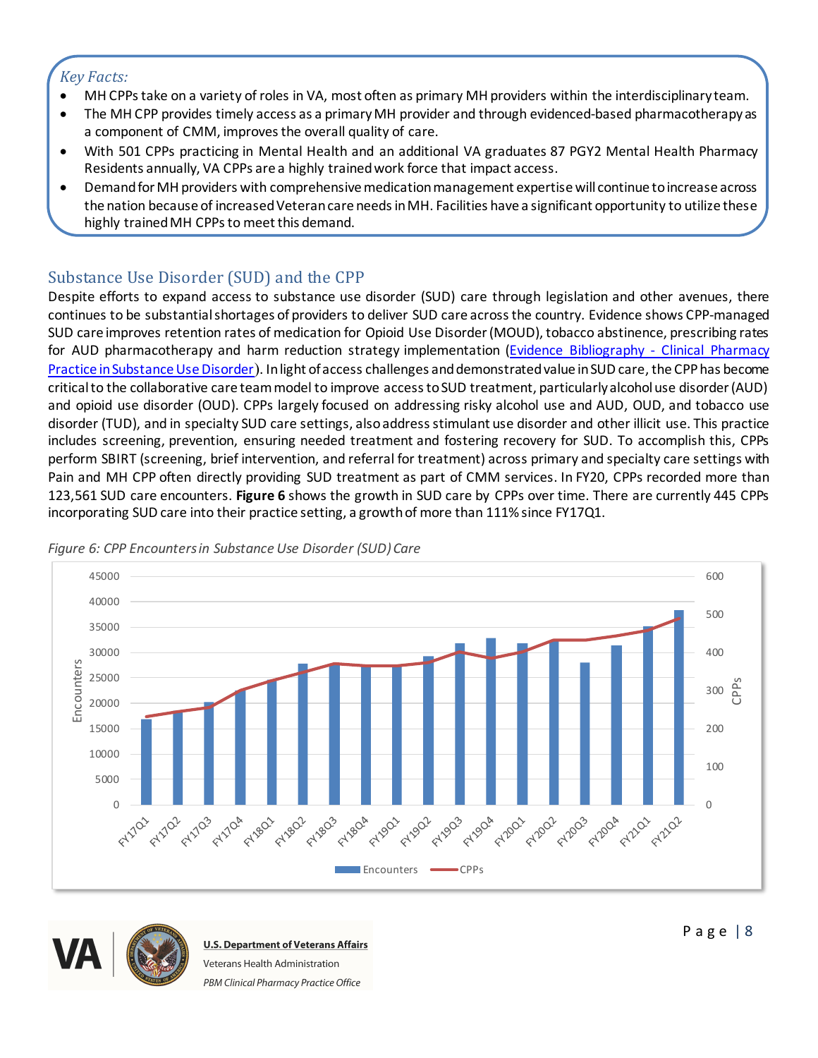*Key Facts:*

- MH CPPs take on a variety of roles in VA, most often as primary MH providers within the interdisciplinary team.
- The MH CPP provides timely access as a primary MH provider and through evidenced-based pharmacotherapy as a component of CMM, improves the overall quality of care.
- With 501 CPPs practicing in Mental Health and an additional VA graduates 87 PGY2 Mental Health Pharmacy Residents annually, VA CPPs are a highly trained work force that impact access.
- Demand for MH providers with comprehensive medication management expertise will continue to increase across the nation because of increased Veteran care needs in MH. Facilities have a significant opportunity to utilize these highly trained MH CPPs to meet this demand.

## Substance Use Disorder (SUD) and the CPP

Despite efforts to expand access to substance use disorder (SUD) care through legislation and other avenues, there continues to be substantial shortages of providers to deliver SUD care across the country. Evidence shows CPP-managed SUD care improves retention rates of medication for Opioid Use Disorder (MOUD), tobacco abstinence, prescribing rates for AUD pharmacotherapy and harm reduction strategy implementation (Evidence Bibliography - Clinical Pharmacy Practice in Substance Use Disorder). In light of access challenges and demonstrated value in SUD care, the CPP has become critical to the collaborative care team model to improve access to SUD treatment, particularly alcohol use disorder (AUD) and opioid use disorder (OUD). CPPs largely focused on addressing risky alcohol use and AUD, OUD, and tobacco use disorder (TUD), and in specialty SUD care settings, also address stimulant use disorder and other illicit use. This practice includes screening, prevention, ensuring needed treatment and fostering recovery for SUD. To accomplish this, CPPs perform SBIRT (screening, brief intervention, and referral for treatment) across primary and specialty care settings with Pain and MH CPP often directly providing SUD treatment as part of CMM services. In FY20, CPPs recorded more than 123,561 SUD care encounters. **Figure 6** shows the growth in SUD care by CPPs over time. There are currently 445 CPPs incorporating SUD care into their practice setting, a growth of more than 111% since FY17Q1.

*Figure 6: CPP Encounters in Substance Use Disorder (SUD) Care*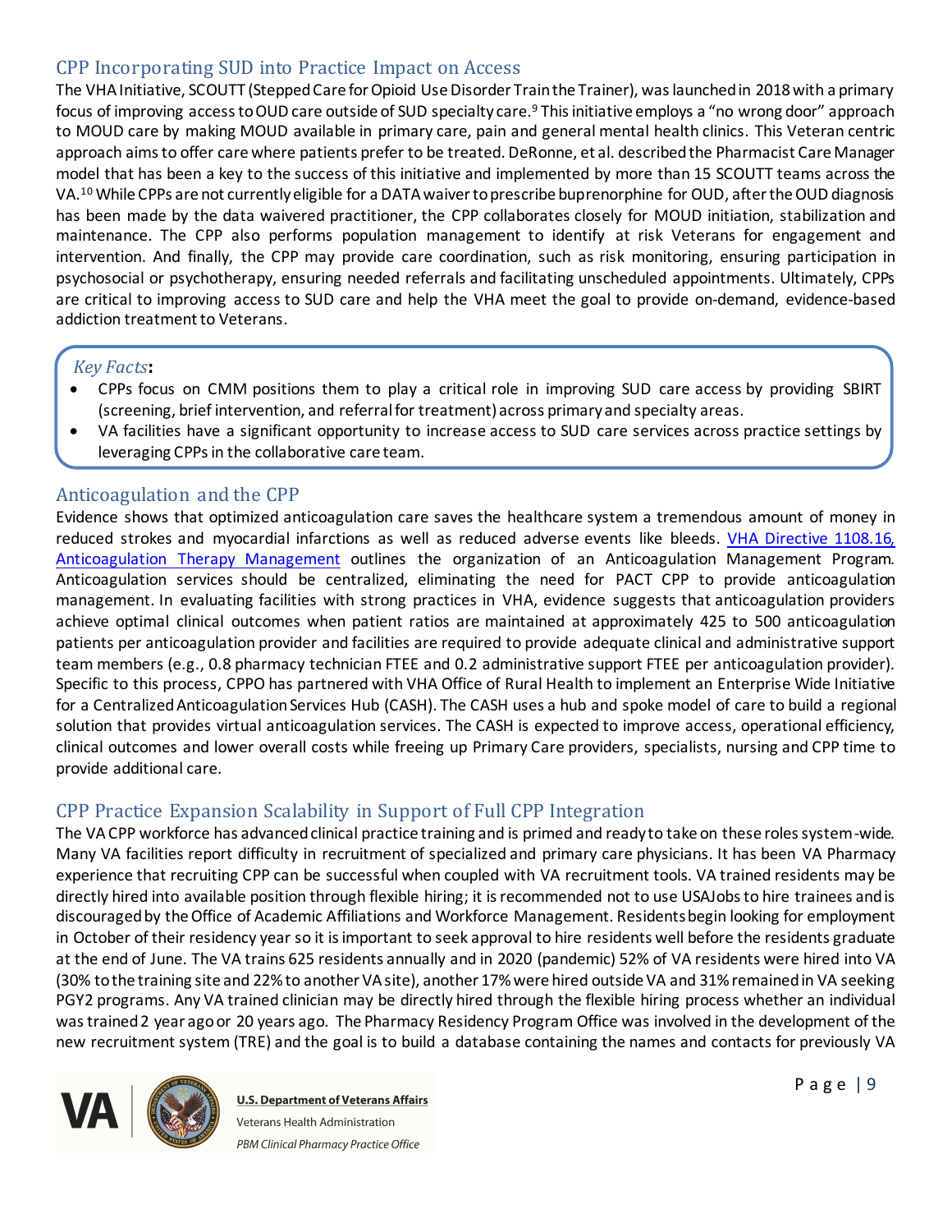## CPP Incorporating SUD into Practice Impact on Access

The VHA Initiative, SCOUTT (Stepped Care for Opioid Use Disorder Train the Trainer), was launched in 2018 with a primary focus of improving access to OUD care outside of SUD specialty care.[9] This initiative employs a "no wrong door" approach to MOUD care by making MOUD available in primary care, pain and general mental health clinics. This Veteran centric approach aims to offer care where patients prefer to be treated. DeRonne, et al. described the Pharmacist Care Manager model that has been a key to the success of this initiative and implemented by more than 15 SCOUTT teams across the VA.[10] While CPPs are not currently eligible for a DATA waiver to prescribe buprenorphine for OUD, after the OUD diagnosis has been made by the data waivered practitioner, the CPP collaborates closely for MOUD initiation, stabilization and maintenance. The CPP also performs population management to identify at risk Veterans for engagement and intervention. And finally, the CPP may provide care coordination, such as risk monitoring, ensuring participation in psychosocial or psychotherapy, ensuring needed referrals and facilitating unscheduled appointments. Ultimately, CPPs are critical to improving access to SUD care and help the VHA meet the goal to provide on-demand, evidence-based addiction treatment to Veterans.

*Key Facts*:

- CPPs focus on CMM positions them to play a critical role in improving SUD care access by providing SBIRT (screening, brief intervention, and referral for treatment) across primary and specialty areas.
- VA facilities have a significant opportunity to increase access to SUD care services across practice settings by leveraging CPPs in the collaborative care team.

## Anticoagulation and the CPP

Evidence shows that optimized anticoagulation care saves the healthcare system a tremendous amount of money in reduced strokes and myocardial infarctions as well as reduced adverse events like bleeds. VHA Directive 1108.16, Anticoagulation Therapy Management outlines the organization of an Anticoagulation Management Program. Anticoagulation services should be centralized, eliminating the need for PACT CPP to provide anticoagulation management. In evaluating facilities with strong practices in VHA, evidence suggests that anticoagulation providers achieve optimal clinical outcomes when patient ratios are maintained at approximately 425 to 500 anticoagulation patients per anticoagulation provider and facilities are required to provide adequate clinical and administrative support team members (e.g., 0.8 pharmacy technician FTEE and 0.2 administrative support FTEE per anticoagulation provider). Specific to this process, CPPO has partnered with VHA Office of Rural Health to implement an Enterprise Wide Initiative for a Centralized Anticoagulation Services Hub (CASH). The CASH uses a hub and spoke model of care to build a regional solution that provides virtual anticoagulation services. The CASH is expected to improve access, operational efficiency, clinical outcomes and lower overall costs while freeing up Primary Care providers, specialists, nursing and CPP time to provide additional care.

## CPP Practice Expansion Scalability in Support of Full CPP Integration

The VA CPP workforce has advanced clinical practice training and is primed and ready to take on these roles system-wide. Many VA facilities report difficulty in recruitment of specialized and primary care physicians. It has been VA Pharmacy experience that recruiting CPP can be successful when coupled with VA recruitment tools. VA trained residents may be directly hired into available position through flexible hiring; it is recommended not to use USAJobs to hire trainees and is discouraged by the Office of Academic Affiliations and Workforce Management. Residents begin looking for employment in October of their residency year so it is important to seek approval to hire residents well before the residents graduate at the end of June. The VA trains 625 residents annually and in 2020 (pandemic) 52% of VA residents were hired into VA (30% to the training site and 22% to another VA site), another 17% were hired outside VA and 31% remained in VA seeking PGY2 programs. Any VA trained clinician may be directly hired through the flexible hiring process whether an individual was trained 2 year ago or 20 years ago. The Pharmacy Residency Program Office was involved in the development of the new recruitment system (TRE) and the goal is to build a database containing the names and contacts for previously VA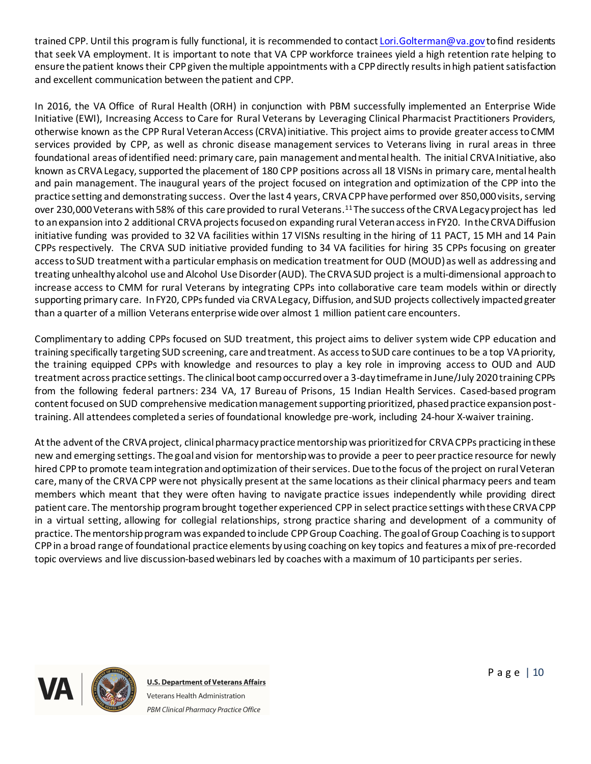trained CPP. Until this program is fully functional, it is recommended to contact Lori.Golterman@va.gov to find residents that seek VA employment. It is important to note that VA CPP workforce trainees yield a high retention rate helping to ensure the patient knows their CPP given the multiple appointments with a CPP directly results in high patient satisfaction and excellent communication between the patient and CPP.

In 2016, the VA Office of Rural Health (ORH) in conjunction with PBM successfully implemented an Enterprise Wide Initiative (EWI), Increasing Access to Care for Rural Veterans by Leveraging Clinical Pharmacist Practitioners Providers, otherwise known as the CPP Rural Veteran Access (CRVA) initiative. This project aims to provide greater access to CMM services provided by CPP, as well as chronic disease management services to Veterans living in rural areas in three foundational areas of identified need: primary care, pain management and mental health. The initial CRVA Initiative, also known as CRVA Legacy, supported the placement of 180 CPP positions across all 18 VISNs in primary care, mental health and pain management. The inaugural years of the project focused on integration and optimization of the CPP into the practice setting and demonstrating success. Over the last 4 years, CRVA CPP have performed over 850,000 visits, serving over 230,000 Veterans with 58% of this care provided to rural Veterans.[11] The success of the CRVA Legacy project has led to an expansion into 2 additional CRVA projects focused on expanding rural Veteran access in FY20. In the CRVA Diffusion initiative funding was provided to 32 VA facilities within 17 VISNs resulting in the hiring of 11 PACT, 15 MH and 14 Pain CPPs respectively. The CRVA SUD initiative provided funding to 34 VA facilities for hiring 35 CPPs focusing on greater access to SUD treatment with a particular emphasis on medication treatment for OUD (MOUD) as well as addressing and treating unhealthy alcohol use and Alcohol Use Disorder (AUD). The CRVA SUD project is a multi-dimensional approach to increase access to CMM for rural Veterans by integrating CPPs into collaborative care team models within or directly supporting primary care. In FY20, CPPs funded via CRVA Legacy, Diffusion, and SUD projects collectively impacted greater than a quarter of a million Veterans enterprise wide over almost 1 million patient care encounters.

Complimentary to adding CPPs focused on SUD treatment, this project aims to deliver system wide CPP education and training specifically targeting SUD screening, care and treatment. As access to SUD care continues to be a top VA priority, the training equipped CPPs with knowledge and resources to play a key role in improving access to OUD and AUD treatment across practice settings. The clinical boot camp occurred over a 3-day timeframe in June/July 2020 training CPPs from the following federal partners: 234 VA, 17 Bureau of Prisons, 15 Indian Health Services. Cased-based program content focused on SUD comprehensive medication management supporting prioritized, phased practice expansion post-training. All attendees completed a series of foundational knowledge pre-work, including 24-hour X-waiver training.

At the advent of the CRVA project, clinical pharmacy practice mentorship was prioritized for CRVA CPPs practicing in these new and emerging settings. The goal and vision for mentorship was to provide a peer to peer practice resource for newly hired CPP to promote team integration and optimization of their services. Due to the focus of the project on rural Veteran care, many of the CRVA CPP were not physically present at the same locations as their clinical pharmacy peers and team members which meant that they were often having to navigate practice issues independently while providing direct patient care. The mentorship program brought together experienced CPP in select practice settings with these CRVA CPP in a virtual setting, allowing for collegial relationships, strong practice sharing and development of a community of practice. The mentorship program was expanded to include CPP Group Coaching. The goal of Group Coaching is to support CPP in a broad range of foundational practice elements by using coaching on key topics and features a mix of pre-recorded topic overviews and live discussion-based webinars led by coaches with a maximum of 10 participants per series.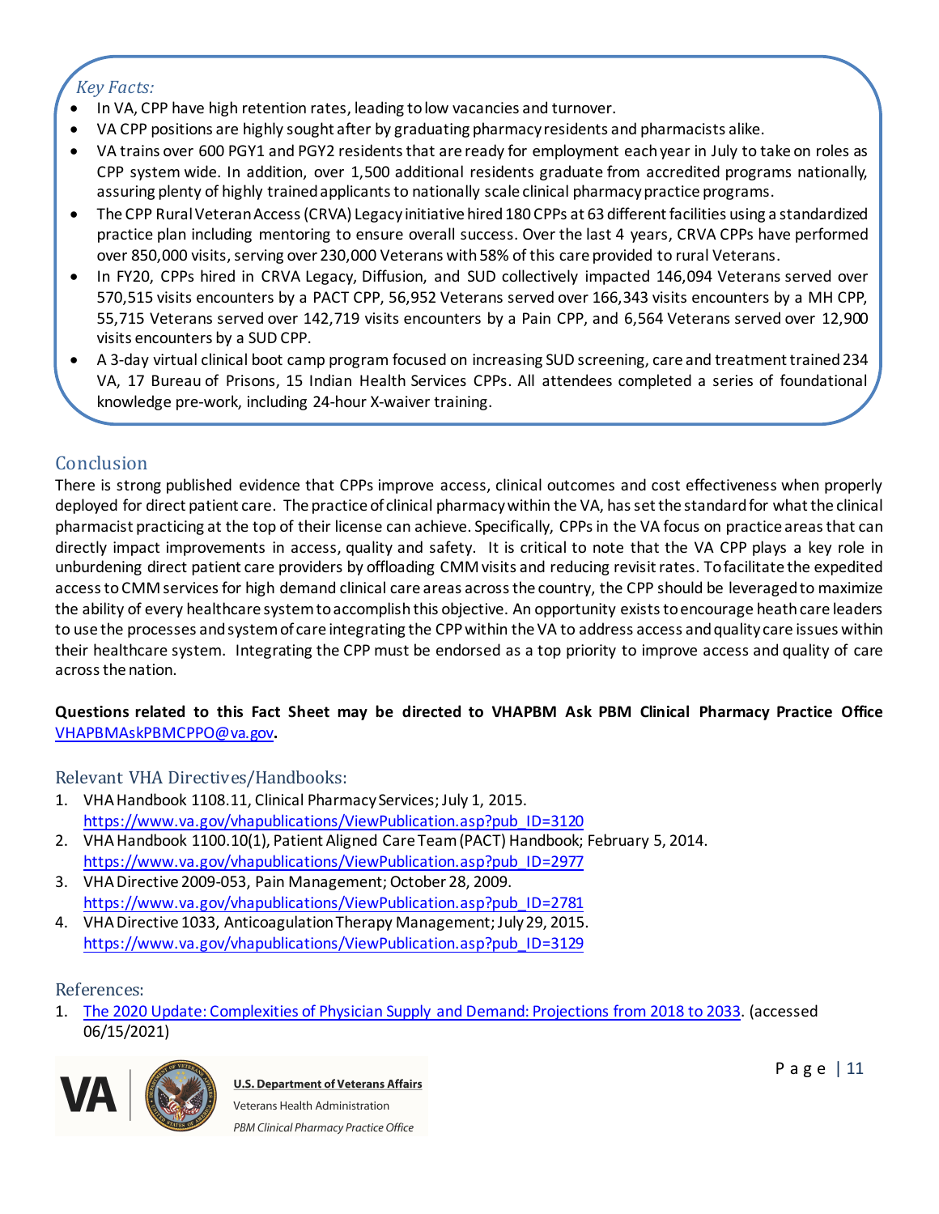*Key Facts:*

- In VA, CPP have high retention rates, leading to low vacancies and turnover.
- VA CPP positions are highly sought after by graduating pharmacy residents and pharmacists alike.
- VA trains over 600 PGY1 and PGY2 residents that are ready for employment each year in July to take on roles as CPP system wide. In addition, over 1,500 additional residents graduate from accredited programs nationally, assuring plenty of highly trained applicants to nationally scale clinical pharmacy practice programs.
- The CPP Rural Veteran Access (CRVA) Legacy initiative hired 180 CPPs at 63 different facilities using a standardized practice plan including mentoring to ensure overall success. Over the last 4 years, CRVA CPPs have performed over 850,000 visits, serving over 230,000 Veterans with 58% of this care provided to rural Veterans.
- In FY20, CPPs hired in CRVA Legacy, Diffusion, and SUD collectively impacted 146,094 Veterans served over 570,515 visits encounters by a PACT CPP, 56,952 Veterans served over 166,343 visits encounters by a MH CPP, 55,715 Veterans served over 142,719 visits encounters by a Pain CPP, and 6,564 Veterans served over 12,900 visits encounters by a SUD CPP.
- A 3-day virtual clinical boot camp program focused on increasing SUD screening, care and treatment trained 234 VA, 17 Bureau of Prisons, 15 Indian Health Services CPPs. All attendees completed a series of foundational knowledge pre-work, including 24-hour X-waiver training.

## Conclusion

There is strong published evidence that CPPs improve access, clinical outcomes and cost effectiveness when properly deployed for direct patient care. The practice of clinical pharmacy within the VA, has set the standard for what the clinical pharmacist practicing at the top of their license can achieve. Specifically, CPPs in the VA focus on practice areas that can directly impact improvements in access, quality and safety. It is critical to note that the VA CPP plays a key role in unburdening direct patient care providers by offloading CMM visits and reducing revisit rates. To facilitate the expedited access to CMM services for high demand clinical care areas across the country, the CPP should be leveraged to maximize the ability of every healthcare system to accomplish this objective. An opportunity exists to encourage heath care leaders to use the processes and system of care integrating the CPP within the VA to address access and quality care issues within their healthcare system. Integrating the CPP must be endorsed as a top priority to improve access and quality of care across the nation.

**Questions related to this Fact Sheet may be directed to VHAPBM Ask PBM Clinical Pharmacy Practice Office** VHAPBMAskPBMCPPO@va.gov**.**

## Relevant VHA Directives/Handbooks:

1. VHA Handbook 1108.11, Clinical Pharmacy Services; July 1, 2015.
   https://www.va.gov/vhapublications/ViewPublication.asp?pub_ID=3120
2. VHA Handbook 1100.10(1), Patient Aligned Care Team (PACT) Handbook; February 5, 2014.
   https://www.va.gov/vhapublications/ViewPublication.asp?pub_ID=2977
3. VHA Directive 2009-053, Pain Management; October 28, 2009.
   https://www.va.gov/vhapublications/ViewPublication.asp?pub_ID=2781
4. VHA Directive 1033, Anticoagulation Therapy Management; July 29, 2015.
   https://www.va.gov/vhapublications/ViewPublication.asp?pub_ID=3129

## References:

1. The 2020 Update: Complexities of Physician Supply and Demand: Projections from 2018 to 2033. (accessed 06/15/2021)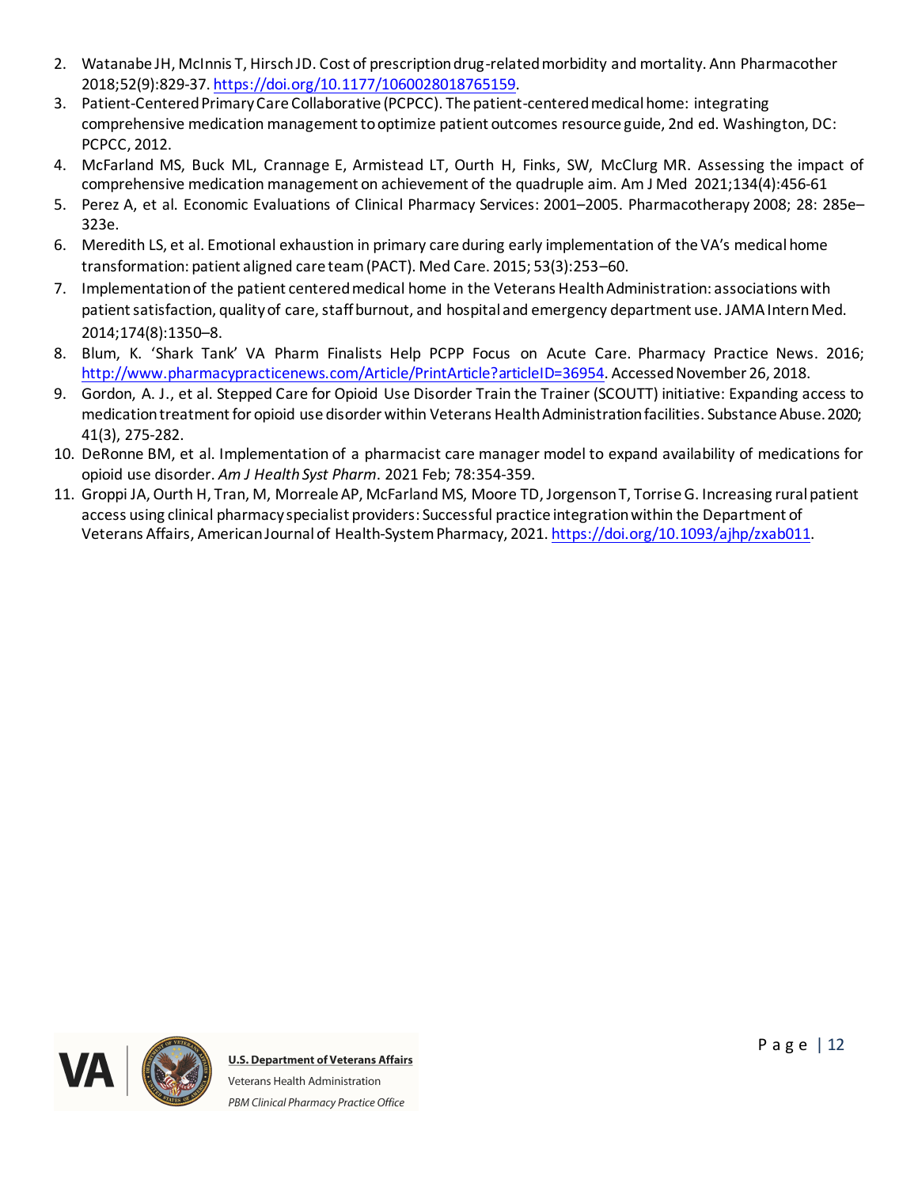2. Watanabe JH, McInnis T, Hirsch JD. Cost of prescription drug-related morbidity and mortality. Ann Pharmacother 2018;52(9):829-37. https://doi.org/10.1177/1060028018765159.
3. Patient-Centered Primary Care Collaborative (PCPCC). The patient-centered medical home: integrating comprehensive medication management to optimize patient outcomes resource guide, 2nd ed. Washington, DC: PCPCC, 2012.
4. McFarland MS, Buck ML, Crannage E, Armistead LT, Ourth H, Finks, SW, McClurg MR. Assessing the impact of comprehensive medication management on achievement of the quadruple aim. Am J Med 2021;134(4):456-61
5. Perez A, et al. Economic Evaluations of Clinical Pharmacy Services: 2001–2005. Pharmacotherapy 2008; 28: 285e–323e.
6. Meredith LS, et al. Emotional exhaustion in primary care during early implementation of the VA's medical home transformation: patient aligned care team (PACT). Med Care. 2015; 53(3):253–60.
7. Implementation of the patient centered medical home in the Veterans Health Administration: associations with patient satisfaction, quality of care, staff burnout, and hospital and emergency department use. JAMA Intern Med. 2014;174(8):1350–8.
8. Blum, K. 'Shark Tank' VA Pharm Finalists Help PCPP Focus on Acute Care. Pharmacy Practice News. 2016; http://www.pharmacypracticenews.com/Article/PrintArticle?articleID=36954. Accessed November 26, 2018.
9. Gordon, A. J., et al. Stepped Care for Opioid Use Disorder Train the Trainer (SCOUTT) initiative: Expanding access to medication treatment for opioid use disorder within Veterans Health Administration facilities. Substance Abuse. 2020; 41(3), 275-282.
10. DeRonne BM, et al. Implementation of a pharmacist care manager model to expand availability of medications for opioid use disorder. *Am J Health Syst Pharm*. 2021 Feb; 78:354-359.
11. Groppi JA, Ourth H, Tran, M, Morreale AP, McFarland MS, Moore TD, Jorgenson T, Torrise G. Increasing rural patient access using clinical pharmacy specialist providers: Successful practice integration within the Department of Veterans Affairs, American Journal of Health-System Pharmacy, 2021. https://doi.org/10.1093/ajhp/zxab011.